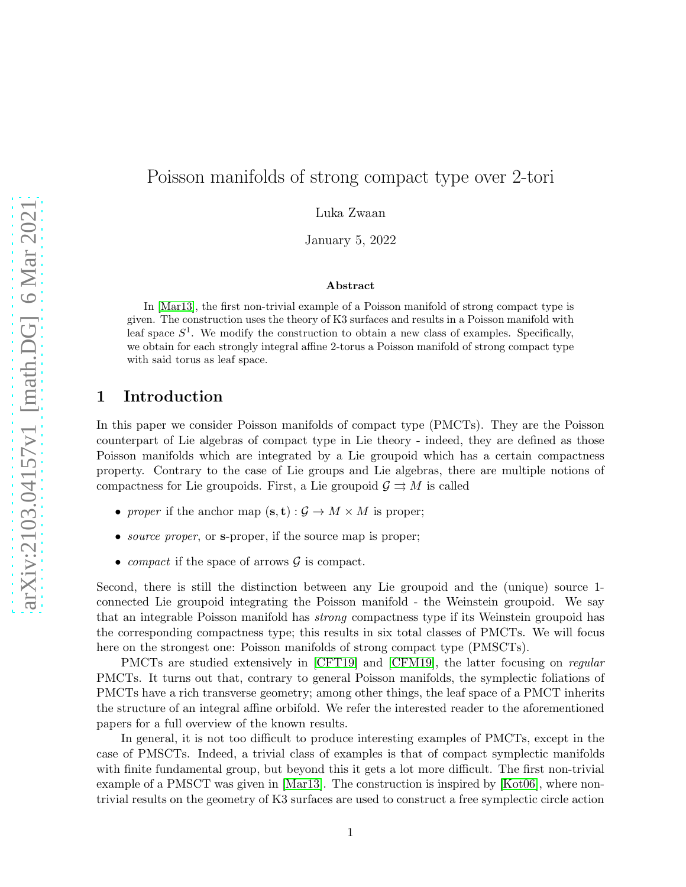# Poisson manifolds of strong compact type over 2-tori

Luka Zwaan

January 5, 2022

### Abstract

In [Mar13], the first non-trivial example of a Poisson manifold of strong compact type is given. The construction uses the theory of K3 surfaces and results in a Poisson manifold with leaf space $S^1$. We modify the construction to obtain a new class of examples. Specifically, we obtain for each strongly integral affine 2-torus a Poisson manifold of strong compact type with said torus as leaf space.

## 1 Introduction

In this paper we consider Poisson manifolds of compact type (PMCTs). They are the Poisson counterpart of Lie algebras of compact type in Lie theory - indeed, they are defined as those Poisson manifolds which are integrated by a Lie groupoid which has a certain compactness property. Contrary to the case of Lie groups and Lie algebras, there are multiple notions of compactness for Lie groupoids. First, a Lie groupoid $\mathcal{G} \rightrightarrows M$ is called

- *proper* if the anchor map $(\mathbf{s}, \mathbf{t}) : \mathcal{G} \to M \times M$ is proper;
- *source proper*, or $\mathbf{s}$-proper, if the source map is proper;
- *compact* if the space of arrows $\mathcal{G}$ is compact.

Second, there is still the distinction between any Lie groupoid and the (unique) source 1-connected Lie groupoid integrating the Poisson manifold - the Weinstein groupoid. We say that an integrable Poisson manifold has *strong* compactness type if its Weinstein groupoid has the corresponding compactness type; this results in six total classes of PMCTs. We will focus here on the strongest one: Poisson manifolds of strong compact type (PMSCTs).

PMCTs are studied extensively in [CFT19] and [CFM19], the latter focusing on *regular* PMCTs. It turns out that, contrary to general Poisson manifolds, the symplectic foliations of PMCTs have a rich transverse geometry; among other things, the leaf space of a PMCT inherits the structure of an integral affine orbifold. We refer the interested reader to the aforementioned papers for a full overview of the known results.

In general, it is not too difficult to produce interesting examples of PMCTs, except in the case of PMSCTs. Indeed, a trivial class of examples is that of compact symplectic manifolds with finite fundamental group, but beyond this it gets a lot more difficult. The first non-trivial example of a PMSCT was given in [Mar13]. The construction is inspired by [Kot06], where non-trivial results on the geometry of K3 surfaces are used to construct a free symplectic circle action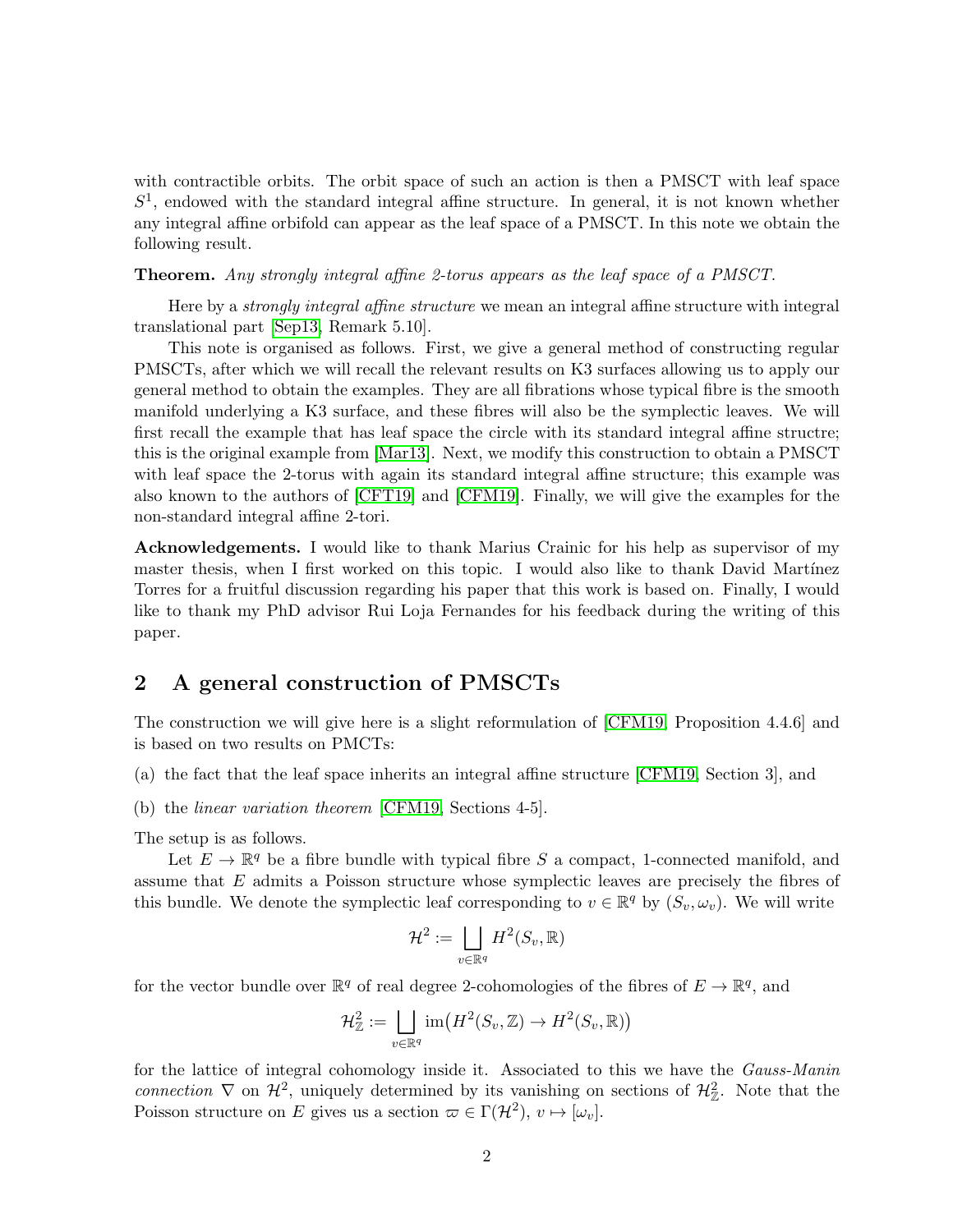with contractible orbits. The orbit space of such an action is then a PMSCT with leaf space $S^1$, endowed with the standard integral affine structure. In general, it is not known whether any integral affine orbifold can appear as the leaf space of a PMSCT. In this note we obtain the following result.

**Theorem.** *Any strongly integral affine 2-torus appears as the leaf space of a PMSCT.*

Here by a *strongly integral affine structure* we mean an integral affine structure with integral translational part [Sep13, Remark 5.10].

This note is organised as follows. First, we give a general method of constructing regular PMSCTs, after which we will recall the relevant results on K3 surfaces allowing us to apply our general method to obtain the examples. They are all fibrations whose typical fibre is the smooth manifold underlying a K3 surface, and these fibres will also be the symplectic leaves. We will first recall the example that has leaf space the circle with its standard integral affine structre; this is the original example from [Mar13]. Next, we modify this construction to obtain a PMSCT with leaf space the 2-torus with again its standard integral affine structure; this example was also known to the authors of [CFT19] and [CFM19]. Finally, we will give the examples for the non-standard integral affine 2-tori.

**Acknowledgements.** I would like to thank Marius Crainic for his help as supervisor of my master thesis, when I first worked on this topic. I would also like to thank David Martínez Torres for a fruitful discussion regarding his paper that this work is based on. Finally, I would like to thank my PhD advisor Rui Loja Fernandes for his feedback during the writing of this paper.

## 2 A general construction of PMSCTs

The construction we will give here is a slight reformulation of [CFM19, Proposition 4.4.6] and is based on two results on PMCTs:

(a) the fact that the leaf space inherits an integral affine structure [CFM19, Section 3], and

(b) the *linear variation theorem* [CFM19, Sections 4-5].

The setup is as follows.

Let $E \to \mathbb{R}^q$ be a fibre bundle with typical fibre $S$ a compact, 1-connected manifold, and assume that $E$ admits a Poisson structure whose symplectic leaves are precisely the fibres of this bundle. We denote the symplectic leaf corresponding to $v \in \mathbb{R}^q$ by $(S_v, \omega_v)$. We will write

$$\mathcal{H}^2 := \bigsqcup_{v \in \mathbb{R}^q} H^2(S_v, \mathbb{R})$$

for the vector bundle over $\mathbb{R}^q$ of real degree 2-cohomologies of the fibres of $E \to \mathbb{R}^q$, and

$$\mathcal{H}^2_{\mathbb{Z}} := \bigsqcup_{v \in \mathbb{R}^q} \operatorname{im}\big(H^2(S_v, \mathbb{Z}) \to H^2(S_v, \mathbb{R})\big)$$

for the lattice of integral cohomology inside it. Associated to this we have the *Gauss-Manin connection* $\nabla$ on $\mathcal{H}^2$, uniquely determined by its vanishing on sections of $\mathcal{H}^2_{\mathbb{Z}}$. Note that the Poisson structure on $E$ gives us a section $\varpi \in \Gamma(\mathcal{H}^2)$, $v \mapsto [\omega_v]$.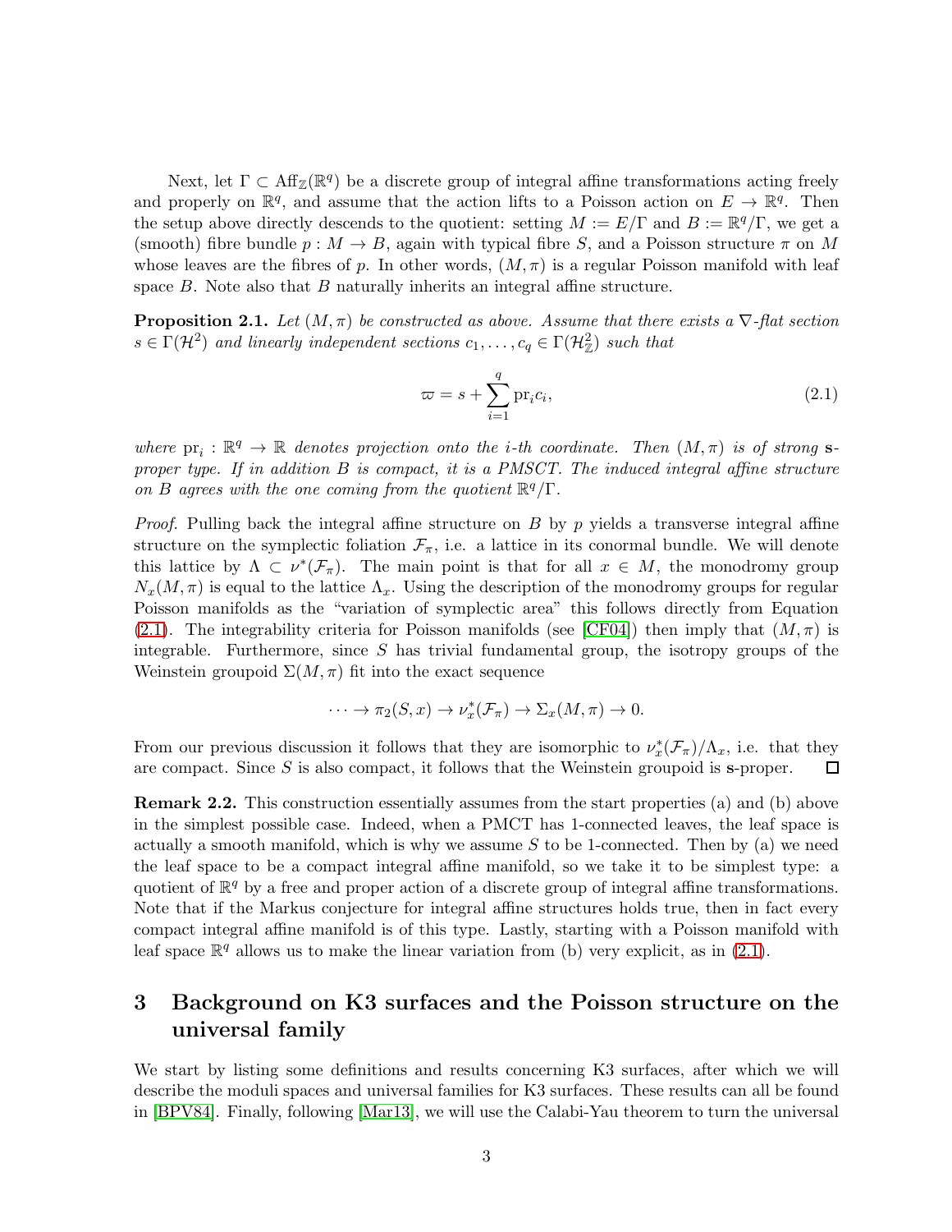Next, let $\Gamma \subset \mathrm{Aff}_{\mathbb{Z}}(\mathbb{R}^q)$ be a discrete group of integral affine transformations acting freely and properly on $\mathbb{R}^q$, and assume that the action lifts to a Poisson action on $E \to \mathbb{R}^q$. Then the setup above directly descends to the quotient: setting $M := E/\Gamma$ and $B := \mathbb{R}^q/\Gamma$, we get a (smooth) fibre bundle $p : M \to B$, again with typical fibre $S$, and a Poisson structure $\pi$ on $M$ whose leaves are the fibres of $p$. In other words, $(M, \pi)$ is a regular Poisson manifold with leaf space $B$. Note also that $B$ naturally inherits an integral affine structure.

**Proposition 2.1.** *Let $(M, \pi)$ be constructed as above. Assume that there exists a $\nabla$-flat section $s \in \Gamma(\mathcal{H}^2)$ and linearly independent sections $c_1, \ldots, c_q \in \Gamma(\mathcal{H}^2_{\mathbb{Z}})$ such that*

$$\varpi = s + \sum_{i=1}^{q} \mathrm{pr}_i c_i, \tag{2.1}$$

*where $\mathrm{pr}_i : \mathbb{R}^q \to \mathbb{R}$ denotes projection onto the $i$-th coordinate. Then $(M, \pi)$ is of strong $\mathbf{s}$-proper type. If in addition $B$ is compact, it is a PMSCT. The induced integral affine structure on $B$ agrees with the one coming from the quotient $\mathbb{R}^q/\Gamma$.*

*Proof.* Pulling back the integral affine structure on $B$ by $p$ yields a transverse integral affine structure on the symplectic foliation $\mathcal{F}_\pi$, i.e. a lattice in its conormal bundle. We will denote this lattice by $\Lambda \subset \nu^*(\mathcal{F}_\pi)$. The main point is that for all $x \in M$, the monodromy group $N_x(M, \pi)$ is equal to the lattice $\Lambda_x$. Using the description of the monodromy groups for regular Poisson manifolds as the "variation of symplectic area" this follows directly from Equation (2.1). The integrability criteria for Poisson manifolds (see [CF04]) then imply that $(M, \pi)$ is integrable. Furthermore, since $S$ has trivial fundamental group, the isotropy groups of the Weinstein groupoid $\Sigma(M, \pi)$ fit into the exact sequence

$$\cdots \to \pi_2(S, x) \to \nu^*_x(\mathcal{F}_\pi) \to \Sigma_x(M, \pi) \to 0.$$

From our previous discussion it follows that they are isomorphic to $\nu^*_x(\mathcal{F}_\pi)/\Lambda_x$, i.e. that they are compact. Since $S$ is also compact, it follows that the Weinstein groupoid is $\mathbf{s}$-proper. $\square$

**Remark 2.2.** This construction essentially assumes from the start properties (a) and (b) above in the simplest possible case. Indeed, when a PMCT has 1-connected leaves, the leaf space is actually a smooth manifold, which is why we assume $S$ to be 1-connected. Then by (a) we need the leaf space to be a compact integral affine manifold, so we take it to be simplest type: a quotient of $\mathbb{R}^q$ by a free and proper action of a discrete group of integral affine transformations. Note that if the Markus conjecture for integral affine structures holds true, then in fact every compact integral affine manifold is of this type. Lastly, starting with a Poisson manifold with leaf space $\mathbb{R}^q$ allows us to make the linear variation from (b) very explicit, as in (2.1).

# 3 Background on K3 surfaces and the Poisson structure on the universal family

We start by listing some definitions and results concerning K3 surfaces, after which we will describe the moduli spaces and universal families for K3 surfaces. These results can all be found in [BPV84]. Finally, following [Mar13], we will use the Calabi-Yau theorem to turn the universal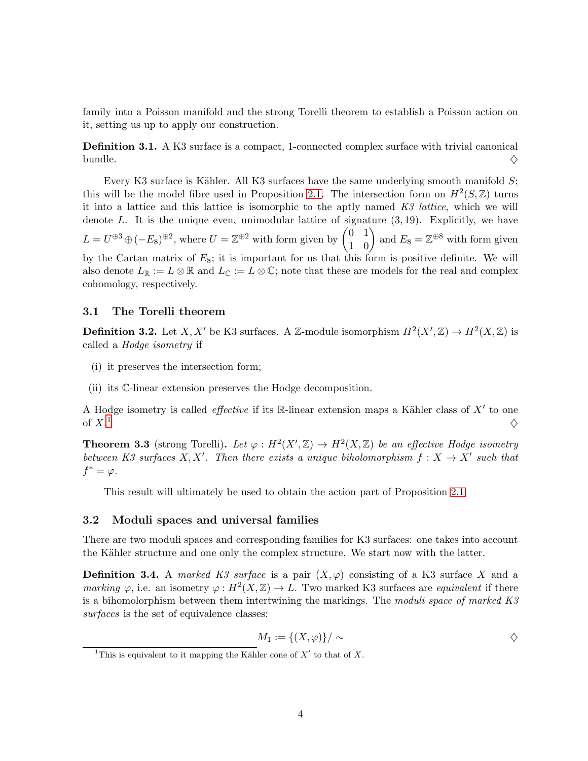family into a Poisson manifold and the strong Torelli theorem to establish a Poisson action on it, setting us up to apply our construction.

**Definition 3.1.** A K3 surface is a compact, 1-connected complex surface with trivial canonical bundle. ♢

Every K3 surface is Kähler. All K3 surfaces have the same underlying smooth manifold $S$; this will be the model fibre used in Proposition 2.1. The intersection form on $H^2(S, \mathbb{Z})$ turns it into a lattice and this lattice is isomorphic to the aptly named *K3 lattice*, which we will denote $L$. It is the unique even, unimodular lattice of signature $(3, 19)$. Explicitly, we have $L = U^{\oplus 3} \oplus (-E_8)^{\oplus 2}$, where $U = \mathbb{Z}^{\oplus 2}$ with form given by $\begin{pmatrix} 0 & 1 \\ 1 & 0 \end{pmatrix}$ and $E_8 = \mathbb{Z}^{\oplus 8}$ with form given by the Cartan matrix of $E_8$; it is important for us that this form is positive definite. We will also denote $L_{\mathbb{R}} := L \otimes \mathbb{R}$ and $L_{\mathbb{C}} := L \otimes \mathbb{C}$; note that these are models for the real and complex cohomology, respectively.

### 3.1 The Torelli theorem

**Definition 3.2.** Let $X, X'$ be K3 surfaces. A $\mathbb{Z}$-module isomorphism $H^2(X', \mathbb{Z}) \to H^2(X, \mathbb{Z})$ is called a *Hodge isometry* if

(i) it preserves the intersection form;

(ii) its $\mathbb{C}$-linear extension preserves the Hodge decomposition.

A Hodge isometry is called *effective* if its $\mathbb{R}$-linear extension maps a Kähler class of $X'$ to one of $X$.[1] ♢

**Theorem 3.3** (strong Torelli)**.** *Let $\varphi : H^2(X', \mathbb{Z}) \to H^2(X, \mathbb{Z})$ be an effective Hodge isometry between K3 surfaces $X, X'$. Then there exists a unique biholomorphism $f : X \to X'$ such that $f^* = \varphi$.*

This result will ultimately be used to obtain the action part of Proposition 2.1.

### 3.2 Moduli spaces and universal families

There are two moduli spaces and corresponding families for K3 surfaces: one takes into account the Kähler structure and one only the complex structure. We start now with the latter.

**Definition 3.4.** A *marked K3 surface* is a pair $(X, \varphi)$ consisting of a K3 surface $X$ and a *marking* $\varphi$, i.e. an isometry $\varphi : H^2(X, \mathbb{Z}) \to L$. Two marked K3 surfaces are *equivalent* if there is a bihomolorphism between them intertwining the markings. The *moduli space of marked K3 surfaces* is the set of equivalence classes:

$$M_1 := \{(X, \varphi)\}/\sim$$ ♢

[1] This is equivalent to it mapping the Kähler cone of $X'$ to that of $X$.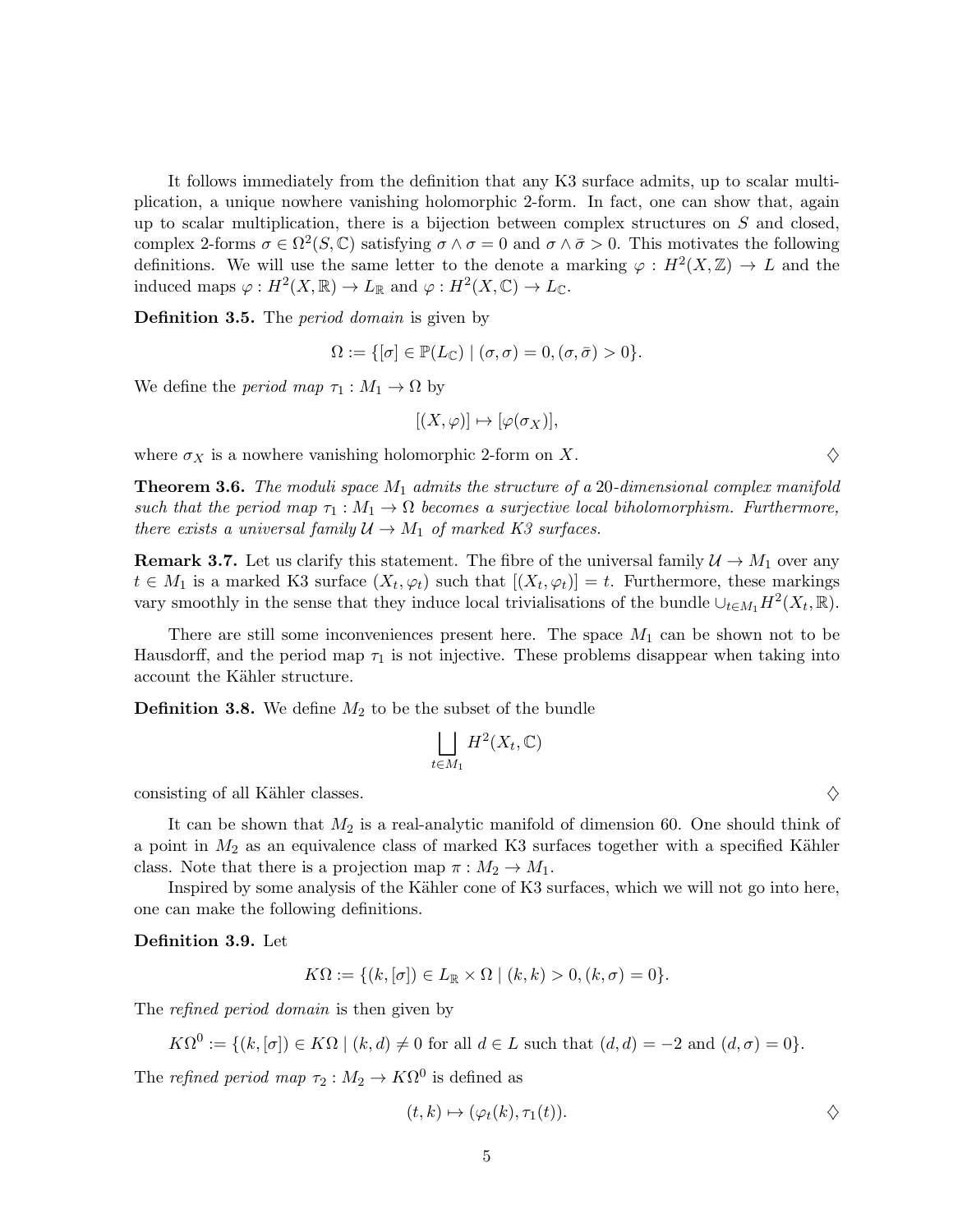It follows immediately from the definition that any K3 surface admits, up to scalar multiplication, a unique nowhere vanishing holomorphic 2-form. In fact, one can show that, again up to scalar multiplication, there is a bijection between complex structures on $S$ and closed, complex 2-forms $\sigma \in \Omega^2(S, \mathbb{C})$ satisfying $\sigma \wedge \sigma = 0$ and $\sigma \wedge \bar{\sigma} > 0$. This motivates the following definitions. We will use the same letter to the denote a marking $\varphi : H^2(X, \mathbb{Z}) \to L$ and the induced maps $\varphi : H^2(X, \mathbb{R}) \to L_{\mathbb{R}}$ and $\varphi : H^2(X, \mathbb{C}) \to L_{\mathbb{C}}$.

**Definition 3.5.** The *period domain* is given by

$$\Omega := \{[\sigma] \in \mathbb{P}(L_{\mathbb{C}}) \mid (\sigma, \sigma) = 0, (\sigma, \bar{\sigma}) > 0\}.$$

We define the *period map* $\tau_1 : M_1 \to \Omega$ by

$$[(X, \varphi)] \mapsto [\varphi(\sigma_X)],$$

where $\sigma_X$ is a nowhere vanishing holomorphic 2-form on $X$. ♢

**Theorem 3.6.** *The moduli space $M_1$ admits the structure of a 20-dimensional complex manifold such that the period map $\tau_1 : M_1 \to \Omega$ becomes a surjective local biholomorphism. Furthermore, there exists a universal family $\mathcal{U} \to M_1$ of marked K3 surfaces.*

**Remark 3.7.** Let us clarify this statement. The fibre of the universal family $\mathcal{U} \to M_1$ over any $t \in M_1$ is a marked K3 surface $(X_t, \varphi_t)$ such that $[(X_t, \varphi_t)] = t$. Furthermore, these markings vary smoothly in the sense that they induce local trivialisations of the bundle $\cup_{t \in M_1} H^2(X_t, \mathbb{R})$.

There are still some inconveniences present here. The space $M_1$ can be shown not to be Hausdorff, and the period map $\tau_1$ is not injective. These problems disappear when taking into account the Kähler structure.

**Definition 3.8.** We define $M_2$ to be the subset of the bundle

$$\bigsqcup_{t \in M_1} H^2(X_t, \mathbb{C})$$

consisting of all Kähler classes. ♢

It can be shown that $M_2$ is a real-analytic manifold of dimension 60. One should think of a point in $M_2$ as an equivalence class of marked K3 surfaces together with a specified Kähler class. Note that there is a projection map $\pi : M_2 \to M_1$.

Inspired by some analysis of the Kähler cone of K3 surfaces, which we will not go into here, one can make the following definitions.

**Definition 3.9.** Let

$$K\Omega := \{(k, [\sigma]) \in L_{\mathbb{R}} \times \Omega \mid (k, k) > 0, (k, \sigma) = 0\}.$$

The *refined period domain* is then given by

$$K\Omega^0 := \{(k, [\sigma]) \in K\Omega \mid (k, d) \neq 0 \text{ for all } d \in L \text{ such that } (d, d) = -2 \text{ and } (d, \sigma) = 0\}.$$

The *refined period map* $\tau_2 : M_2 \to K\Omega^0$ is defined as

$$(t, k) \mapsto (\varphi_t(k), \tau_1(t)).$$

♢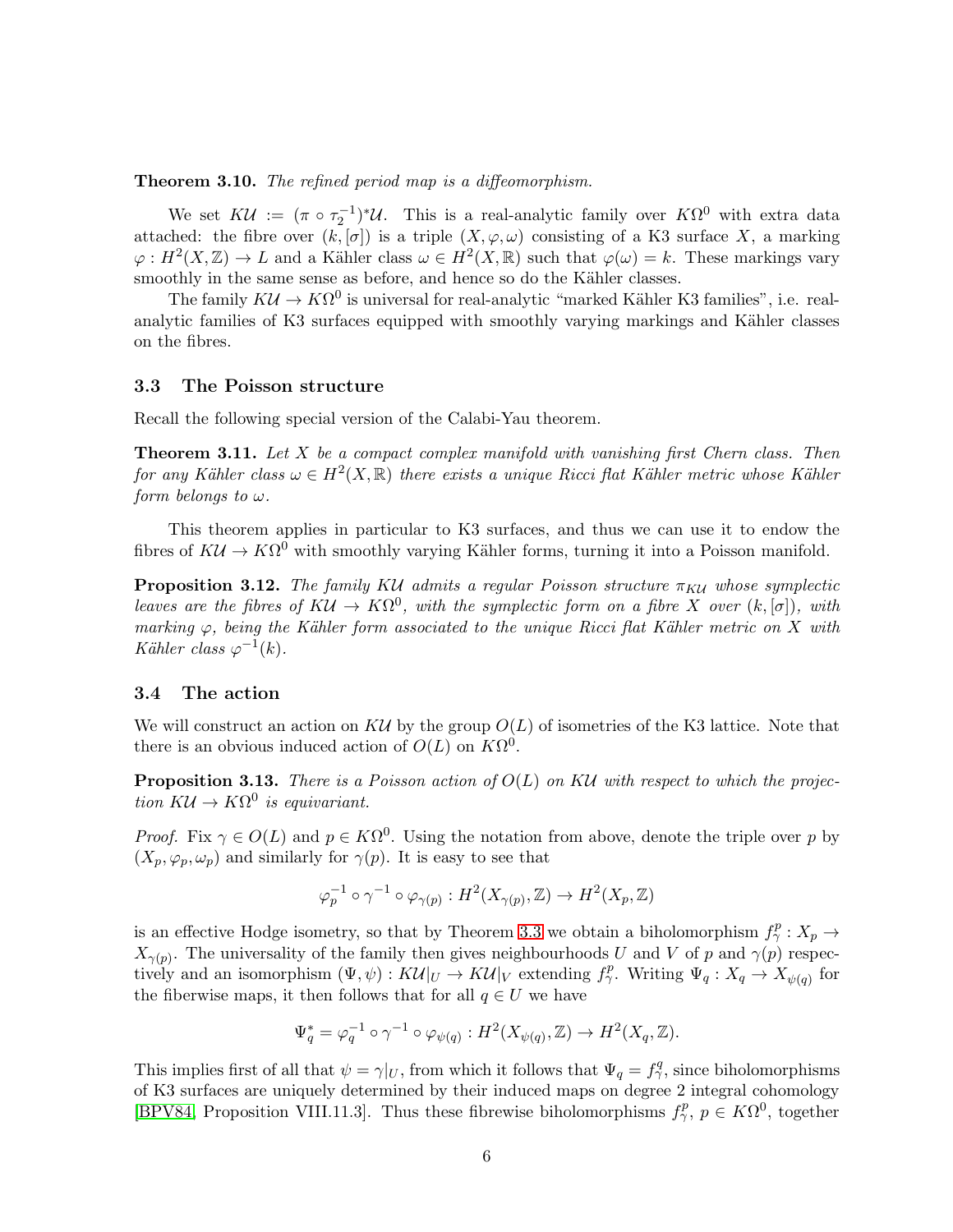**Theorem 3.10.** *The refined period map is a diffeomorphism.*

We set $K\mathcal{U} := (\pi \circ \tau_2^{-1})^*\mathcal{U}$. This is a real-analytic family over $K\Omega^0$ with extra data attached: the fibre over $(k, [\sigma])$ is a triple $(X, \varphi, \omega)$ consisting of a K3 surface $X$, a marking $\varphi : H^2(X, \mathbb{Z}) \to L$ and a Kähler class $\omega \in H^2(X, \mathbb{R})$ such that $\varphi(\omega) = k$. These markings vary smoothly in the same sense as before, and hence so do the Kähler classes.

The family $K\mathcal{U} \to K\Omega^0$ is universal for real-analytic "marked Kähler K3 families", i.e. real-analytic families of K3 surfaces equipped with smoothly varying markings and Kähler classes on the fibres.

### 3.3 The Poisson structure

Recall the following special version of the Calabi-Yau theorem.

**Theorem 3.11.** *Let $X$ be a compact complex manifold with vanishing first Chern class. Then for any Kähler class $\omega \in H^2(X, \mathbb{R})$ there exists a unique Ricci flat Kähler metric whose Kähler form belongs to $\omega$.*

This theorem applies in particular to K3 surfaces, and thus we can use it to endow the fibres of $K\mathcal{U} \to K\Omega^0$ with smoothly varying Kähler forms, turning it into a Poisson manifold.

**Proposition 3.12.** *The family $K\mathcal{U}$ admits a regular Poisson structure $\pi_{K\mathcal{U}}$ whose symplectic leaves are the fibres of $K\mathcal{U} \to K\Omega^0$, with the symplectic form on a fibre $X$ over $(k, [\sigma])$, with marking $\varphi$, being the Kähler form associated to the unique Ricci flat Kähler metric on $X$ with Kähler class $\varphi^{-1}(k)$.*

### 3.4 The action

We will construct an action on $K\mathcal{U}$ by the group $O(L)$ of isometries of the K3 lattice. Note that there is an obvious induced action of $O(L)$ on $K\Omega^0$.

**Proposition 3.13.** *There is a Poisson action of $O(L)$ on $K\mathcal{U}$ with respect to which the projection $K\mathcal{U} \to K\Omega^0$ is equivariant.*

*Proof.* Fix $\gamma \in O(L)$ and $p \in K\Omega^0$. Using the notation from above, denote the triple over $p$ by $(X_p, \varphi_p, \omega_p)$ and similarly for $\gamma(p)$. It is easy to see that

$$\varphi_p^{-1} \circ \gamma^{-1} \circ \varphi_{\gamma(p)} : H^2(X_{\gamma(p)}, \mathbb{Z}) \to H^2(X_p, \mathbb{Z})$$

is an effective Hodge isometry, so that by Theorem 3.3 we obtain a biholomorphism $f_\gamma^p : X_p \to X_{\gamma(p)}$. The universality of the family then gives neighbourhoods $U$ and $V$ of $p$ and $\gamma(p)$ respectively and an isomorphism $(\Psi, \psi) : K\mathcal{U}|_U \to K\mathcal{U}|_V$ extending $f_\gamma^p$. Writing $\Psi_q : X_q \to X_{\psi(q)}$ for the fiberwise maps, it then follows that for all $q \in U$ we have

$$\Psi_q^* = \varphi_q^{-1} \circ \gamma^{-1} \circ \varphi_{\psi(q)} : H^2(X_{\psi(q)}, \mathbb{Z}) \to H^2(X_q, \mathbb{Z}).$$

This implies first of all that $\psi = \gamma|_U$, from which it follows that $\Psi_q = f_\gamma^q$, since biholomorphisms of K3 surfaces are uniquely determined by their induced maps on degree 2 integral cohomology [BPV84, Proposition VIII.11.3]. Thus these fibrewise biholomorphisms $f_\gamma^p$, $p \in K\Omega^0$, together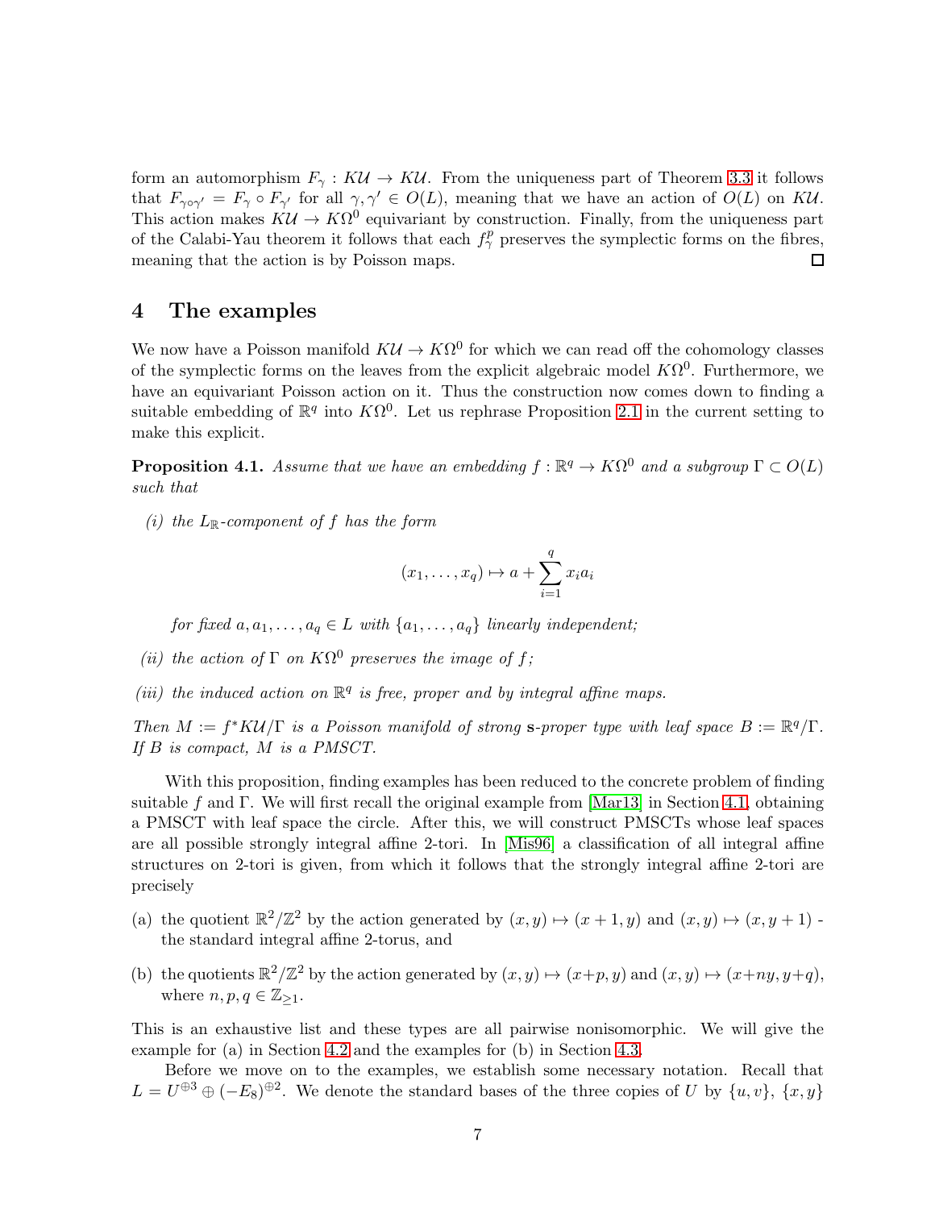form an automorphism $F_\gamma : K\mathcal{U} \to K\mathcal{U}$. From the uniqueness part of Theorem 3.3 it follows that $F_{\gamma\circ\gamma'} = F_\gamma \circ F_{\gamma'}$ for all $\gamma, \gamma' \in O(L)$, meaning that we have an action of $O(L)$ on $K\mathcal{U}$. This action makes $K\mathcal{U} \to K\Omega^0$ equivariant by construction. Finally, from the uniqueness part of the Calabi-Yau theorem it follows that each $f^p_\gamma$ preserves the symplectic forms on the fibres, meaning that the action is by Poisson maps. □

## 4 The examples

We now have a Poisson manifold $K\mathcal{U} \to K\Omega^0$ for which we can read off the cohomology classes of the symplectic forms on the leaves from the explicit algebraic model $K\Omega^0$. Furthermore, we have an equivariant Poisson action on it. Thus the construction now comes down to finding a suitable embedding of $\mathbb{R}^q$ into $K\Omega^0$. Let us rephrase Proposition 2.1 in the current setting to make this explicit.

**Proposition 4.1.** *Assume that we have an embedding $f : \mathbb{R}^q \to K\Omega^0$ and a subgroup $\Gamma \subset O(L)$ such that*

*(i) the $L_\mathbb{R}$-component of $f$ has the form*

$$(x_1, \ldots, x_q) \mapsto a + \sum_{i=1}^{q} x_i a_i$$

*for fixed $a, a_1, \ldots, a_q \in L$ with $\{a_1, \ldots, a_q\}$ linearly independent;*

*(ii) the action of $\Gamma$ on $K\Omega^0$ preserves the image of $f$;*

*(iii) the induced action on $\mathbb{R}^q$ is free, proper and by integral affine maps.*

*Then $M := f^*K\mathcal{U}/\Gamma$ is a Poisson manifold of strong* **s***-proper type with leaf space $B := \mathbb{R}^q/\Gamma$. If $B$ is compact, $M$ is a PMSCT.*

With this proposition, finding examples has been reduced to the concrete problem of finding suitable $f$ and $\Gamma$. We will first recall the original example from [Mar13] in Section 4.1, obtaining a PMSCT with leaf space the circle. After this, we will construct PMSCTs whose leaf spaces are all possible strongly integral affine 2-tori. In [Mis96] a classification of all integral affine structures on 2-tori is given, from which it follows that the strongly integral affine 2-tori are precisely

(a) the quotient $\mathbb{R}^2/\mathbb{Z}^2$ by the action generated by $(x, y) \mapsto (x + 1, y)$ and $(x, y) \mapsto (x, y + 1)$ - the standard integral affine 2-torus, and

(b) the quotients $\mathbb{R}^2/\mathbb{Z}^2$ by the action generated by $(x, y) \mapsto (x+p, y)$ and $(x, y) \mapsto (x+ny, y+q)$, where $n, p, q \in \mathbb{Z}_{\geq 1}$.

This is an exhaustive list and these types are all pairwise nonisomorphic. We will give the example for (a) in Section 4.2 and the examples for (b) in Section 4.3.

Before we move on to the examples, we establish some necessary notation. Recall that $L = U^{\oplus 3} \oplus (-E_8)^{\oplus 2}$. We denote the standard bases of the three copies of $U$ by $\{u, v\}$, $\{x, y\}$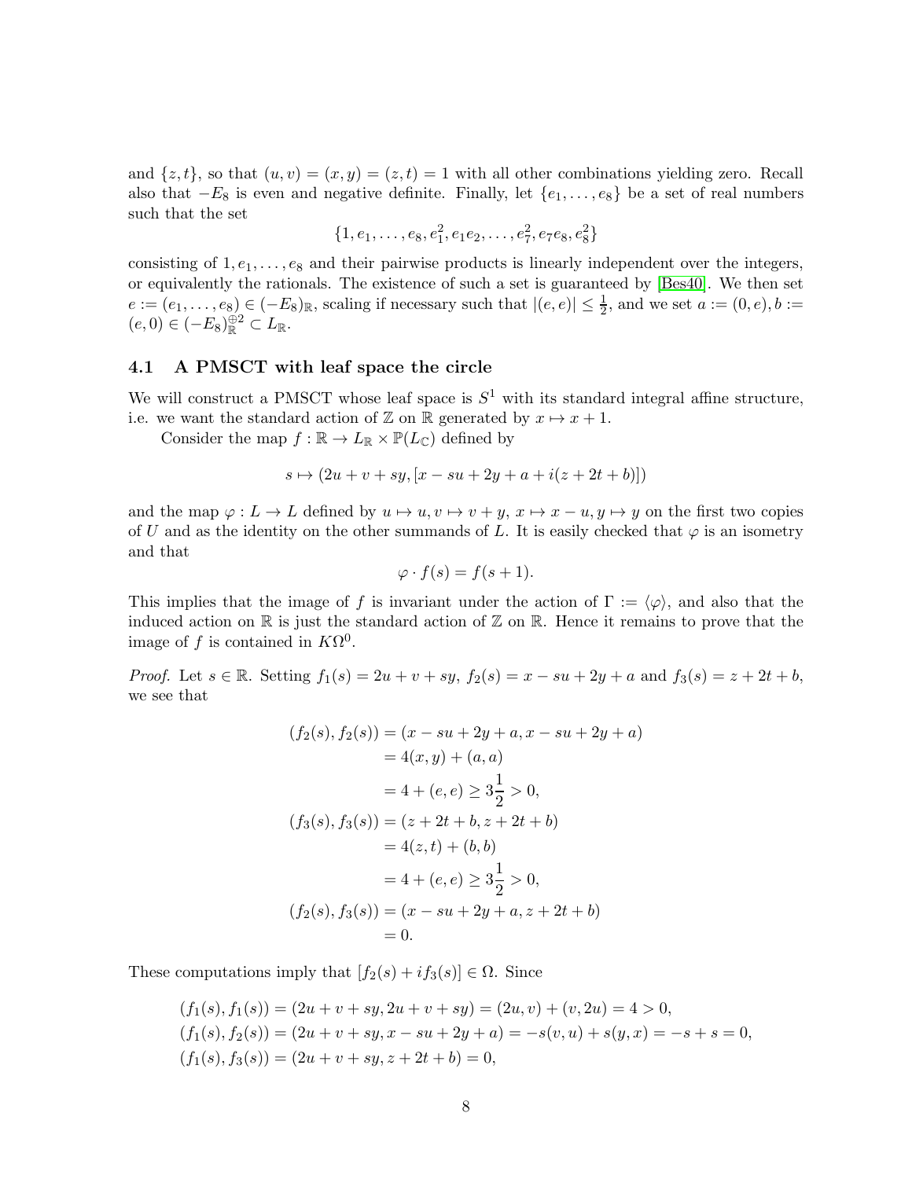and $\{z, t\}$, so that $(u, v) = (x, y) = (z, t) = 1$ with all other combinations yielding zero. Recall also that $-E_8$ is even and negative definite. Finally, let $\{e_1, \dots, e_8\}$ be a set of real numbers such that the set

$$\{1, e_1, \dots, e_8, e_1^2, e_1e_2, \dots, e_7^2, e_7e_8, e_8^2\}$$

consisting of $1, e_1, \dots, e_8$ and their pairwise products is linearly independent over the integers, or equivalently the rationals. The existence of such a set is guaranteed by [Bes40]. We then set $e := (e_1, \dots, e_8) \in (-E_8)_{\mathbb{R}}$, scaling if necessary such that $|(e, e)| \leq \frac{1}{2}$, and we set $a := (0, e), b := (e, 0) \in (-E_8)_{\mathbb{R}}^{\oplus 2} \subset L_{\mathbb{R}}$.

### 4.1 A PMSCT with leaf space the circle

We will construct a PMSCT whose leaf space is $S^1$ with its standard integral affine structure, i.e. we want the standard action of $\mathbb{Z}$ on $\mathbb{R}$ generated by $x \mapsto x + 1$.

Consider the map $f : \mathbb{R} \to L_{\mathbb{R}} \times \mathbb{P}(L_{\mathbb{C}})$ defined by

$$s \mapsto (2u + v + sy, [x - su + 2y + a + i(z + 2t + b)])$$

and the map $\varphi : L \to L$ defined by $u \mapsto u, v \mapsto v + y, x \mapsto x - u, y \mapsto y$ on the first two copies of $U$ and as the identity on the other summands of $L$. It is easily checked that $\varphi$ is an isometry and that

$$\varphi \cdot f(s) = f(s + 1).$$

This implies that the image of $f$ is invariant under the action of $\Gamma := \langle \varphi \rangle$, and also that the induced action on $\mathbb{R}$ is just the standard action of $\mathbb{Z}$ on $\mathbb{R}$. Hence it remains to prove that the image of $f$ is contained in $K\Omega^0$.

*Proof.* Let $s \in \mathbb{R}$. Setting $f_1(s) = 2u + v + sy$, $f_2(s) = x - su + 2y + a$ and $f_3(s) = z + 2t + b$, we see that

$$\begin{aligned}
(f_2(s), f_2(s)) &= (x - su + 2y + a, x - su + 2y + a) \\
&= 4(x, y) + (a, a) \\
&= 4 + (e, e) \geq 3\frac{1}{2} > 0, \\
(f_3(s), f_3(s)) &= (z + 2t + b, z + 2t + b) \\
&= 4(z, t) + (b, b) \\
&= 4 + (e, e) \geq 3\frac{1}{2} > 0, \\
(f_2(s), f_3(s)) &= (x - su + 2y + a, z + 2t + b) \\
&= 0.
\end{aligned}$$

These computations imply that $[f_2(s) + if_3(s)] \in \Omega$. Since

$$\begin{aligned}
(f_1(s), f_1(s)) &= (2u + v + sy, 2u + v + sy) = (2u, v) + (v, 2u) = 4 > 0, \\
(f_1(s), f_2(s)) &= (2u + v + sy, x - su + 2y + a) = -s(v, u) + s(y, x) = -s + s = 0, \\
(f_1(s), f_3(s)) &= (2u + v + sy, z + 2t + b) = 0,
\end{aligned}$$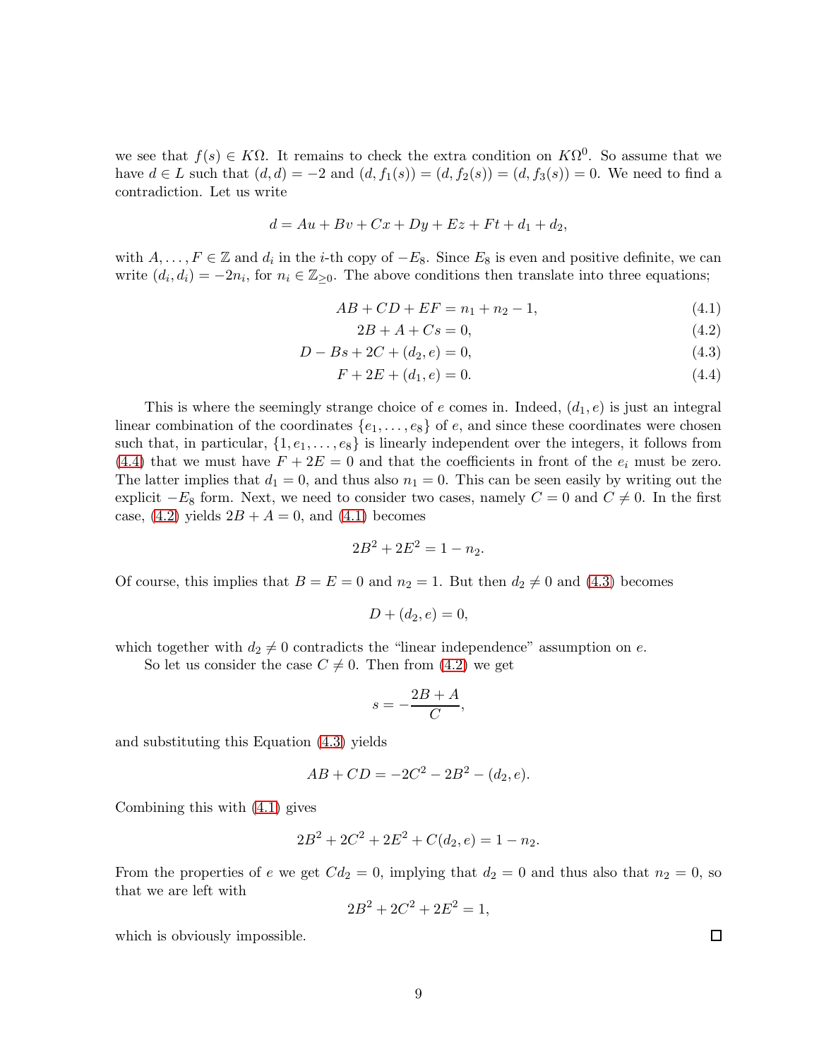we see that $f(s) \in K\Omega$. It remains to check the extra condition on $K\Omega^0$. So assume that we have $d \in L$ such that $(d, d) = -2$ and $(d, f_1(s)) = (d, f_2(s)) = (d, f_3(s)) = 0$. We need to find a contradiction. Let us write

$$d = Au + Bv + Cx + Dy + Ez + Ft + d_1 + d_2,$$

with $A, \ldots, F \in \mathbb{Z}$ and $d_i$ in the $i$-th copy of $-E_8$. Since $E_8$ is even and positive definite, we can write $(d_i, d_i) = -2n_i$, for $n_i \in \mathbb{Z}_{\geq 0}$. The above conditions then translate into three equations;

$$AB + CD + EF = n_1 + n_2 - 1, \tag{4.1}$$

$$2B + A + Cs = 0, \tag{4.2}$$

$$D - Bs + 2C + (d_2, e) = 0, \tag{4.3}$$

$$F + 2E + (d_1, e) = 0. \tag{4.4}$$

This is where the seemingly strange choice of $e$ comes in. Indeed, $(d_1, e)$ is just an integral linear combination of the coordinates $\{e_1, \ldots, e_8\}$ of $e$, and since these coordinates were chosen such that, in particular, $\{1, e_1, \ldots, e_8\}$ is linearly independent over the integers, it follows from (4.4) that we must have $F + 2E = 0$ and that the coefficients in front of the $e_i$ must be zero. The latter implies that $d_1 = 0$, and thus also $n_1 = 0$. This can be seen easily by writing out the explicit $-E_8$ form. Next, we need to consider two cases, namely $C = 0$ and $C \neq 0$. In the first case, (4.2) yields $2B + A = 0$, and (4.1) becomes

$$2B^2 + 2E^2 = 1 - n_2.$$

Of course, this implies that $B = E = 0$ and $n_2 = 1$. But then $d_2 \neq 0$ and (4.3) becomes

$$D + (d_2, e) = 0,$$

which together with $d_2 \neq 0$ contradicts the "linear independence" assumption on $e$.

So let us consider the case $C \neq 0$. Then from (4.2) we get

$$s = -\frac{2B + A}{C},$$

and substituting this Equation (4.3) yields

$$AB + CD = -2C^2 - 2B^2 - (d_2, e).$$

Combining this with (4.1) gives

$$2B^2 + 2C^2 + 2E^2 + C(d_2, e) = 1 - n_2.$$

From the properties of $e$ we get $Cd_2 = 0$, implying that $d_2 = 0$ and thus also that $n_2 = 0$, so that we are left with

$$2B^2 + 2C^2 + 2E^2 = 1,$$

which is obviously impossible. □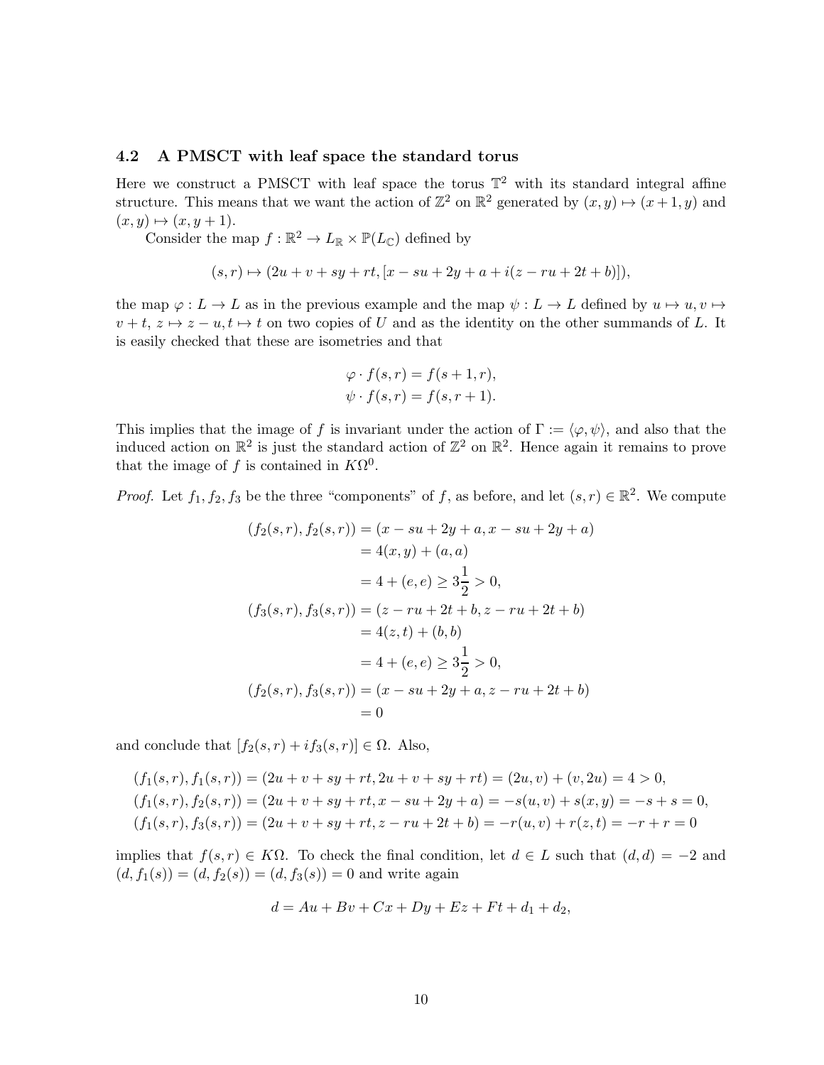### 4.2 A PMSCT with leaf space the standard torus

Here we construct a PMSCT with leaf space the torus $\mathbb{T}^2$ with its standard integral affine structure. This means that we want the action of $\mathbb{Z}^2$ on $\mathbb{R}^2$ generated by $(x, y) \mapsto (x+1, y)$ and $(x, y) \mapsto (x, y+1)$.

Consider the map $f : \mathbb{R}^2 \to L_{\mathbb{R}} \times \mathbb{P}(L_{\mathbb{C}})$ defined by

$$(s, r) \mapsto (2u + v + sy + rt, [x - su + 2y + a + i(z - ru + 2t + b)]),$$

the map $\varphi : L \to L$ as in the previous example and the map $\psi : L \to L$ defined by $u \mapsto u, v \mapsto v + t$, $z \mapsto z - u, t \mapsto t$ on two copies of $U$ and as the identity on the other summands of $L$. It is easily checked that these are isometries and that

$$\varphi \cdot f(s, r) = f(s+1, r),$$
$$\psi \cdot f(s, r) = f(s, r+1).$$

This implies that the image of $f$ is invariant under the action of $\Gamma := \langle \varphi, \psi \rangle$, and also that the induced action on $\mathbb{R}^2$ is just the standard action of $\mathbb{Z}^2$ on $\mathbb{R}^2$. Hence again it remains to prove that the image of $f$ is contained in $K\Omega^0$.

*Proof.* Let $f_1, f_2, f_3$ be the three "components" of $f$, as before, and let $(s, r) \in \mathbb{R}^2$. We compute

$$\begin{aligned}
(f_2(s,r), f_2(s,r)) &= (x - su + 2y + a, x - su + 2y + a) \\
&= 4(x, y) + (a, a) \\
&= 4 + (e, e) \geq 3\frac{1}{2} > 0, \\
(f_3(s,r), f_3(s,r)) &= (z - ru + 2t + b, z - ru + 2t + b) \\
&= 4(z, t) + (b, b) \\
&= 4 + (e, e) \geq 3\frac{1}{2} > 0, \\
(f_2(s,r), f_3(s,r)) &= (x - su + 2y + a, z - ru + 2t + b) \\
&= 0
\end{aligned}$$

and conclude that $[f_2(s,r) + i f_3(s,r)] \in \Omega$. Also,

$$\begin{aligned}
(f_1(s,r), f_1(s,r)) &= (2u + v + sy + rt, 2u + v + sy + rt) = (2u, v) + (v, 2u) = 4 > 0, \\
(f_1(s,r), f_2(s,r)) &= (2u + v + sy + rt, x - su + 2y + a) = -s(u, v) + s(x, y) = -s + s = 0, \\
(f_1(s,r), f_3(s,r)) &= (2u + v + sy + rt, z - ru + 2t + b) = -r(u, v) + r(z, t) = -r + r = 0
\end{aligned}$$

implies that $f(s, r) \in K\Omega$. To check the final condition, let $d \in L$ such that $(d, d) = -2$ and $(d, f_1(s)) = (d, f_2(s)) = (d, f_3(s)) = 0$ and write again

$$d = Au + Bv + Cx + Dy + Ez + Ft + d_1 + d_2,$$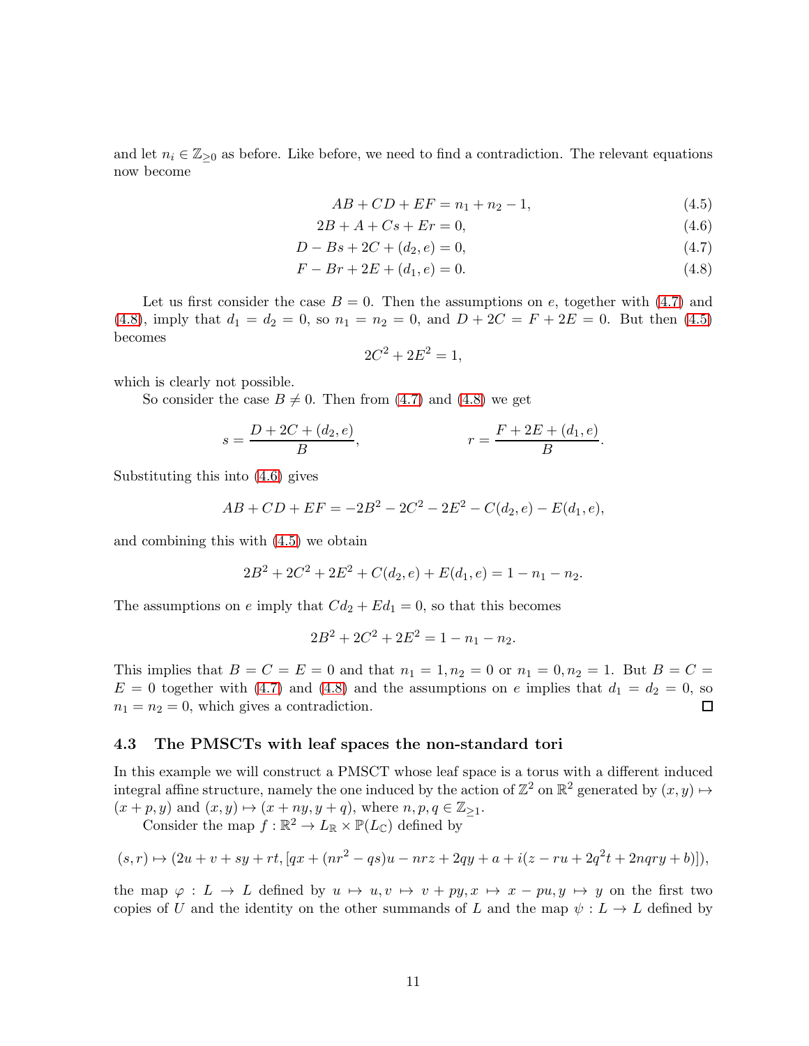and let $n_i \in \mathbb{Z}_{\geq 0}$ as before. Like before, we need to find a contradiction. The relevant equations now become

$$AB + CD + EF = n_1 + n_2 - 1, \tag{4.5}$$

$$2B + A + Cs + Er = 0, \tag{4.6}$$

$$D - Bs + 2C + (d_2, e) = 0, \tag{4.7}$$

$$F - Br + 2E + (d_1, e) = 0. \tag{4.8}$$

Let us first consider the case $B = 0$. Then the assumptions on $e$, together with (4.7) and (4.8), imply that $d_1 = d_2 = 0$, so $n_1 = n_2 = 0$, and $D + 2C = F + 2E = 0$. But then (4.5) becomes

$$2C^2 + 2E^2 = 1,$$

which is clearly not possible.

So consider the case $B \neq 0$. Then from (4.7) and (4.8) we get

$$s = \frac{D + 2C + (d_2, e)}{B}, \qquad r = \frac{F + 2E + (d_1, e)}{B}.$$

Substituting this into (4.6) gives

$$AB + CD + EF = -2B^2 - 2C^2 - 2E^2 - C(d_2, e) - E(d_1, e),$$

and combining this with (4.5) we obtain

$$2B^2 + 2C^2 + 2E^2 + C(d_2, e) + E(d_1, e) = 1 - n_1 - n_2.$$

The assumptions on $e$ imply that $Cd_2 + Ed_1 = 0$, so that this becomes

$$2B^2 + 2C^2 + 2E^2 = 1 - n_1 - n_2.$$

This implies that $B = C = E = 0$ and that $n_1 = 1, n_2 = 0$ or $n_1 = 0, n_2 = 1$. But $B = C = E = 0$ together with (4.7) and (4.8) and the assumptions on $e$ implies that $d_1 = d_2 = 0$, so $n_1 = n_2 = 0$, which gives a contradiction. $\square$

### 4.3 The PMSCTs with leaf spaces the non-standard tori

In this example we will construct a PMSCT whose leaf space is a torus with a different induced integral affine structure, namely the one induced by the action of $\mathbb{Z}^2$ on $\mathbb{R}^2$ generated by $(x, y) \mapsto (x + p, y)$ and $(x, y) \mapsto (x + ny, y + q)$, where $n, p, q \in \mathbb{Z}_{\geq 1}$.

Consider the map $f : \mathbb{R}^2 \to L_{\mathbb{R}} \times \mathbb{P}(L_{\mathbb{C}})$ defined by

$$(s, r) \mapsto (2u + v + sy + rt, [qx + (nr^2 - qs)u - nrz + 2qy + a + i(z - ru + 2q^2t + 2nqry + b)]),$$

the map $\varphi : L \to L$ defined by $u \mapsto u, v \mapsto v + py, x \mapsto x - pu, y \mapsto y$ on the first two copies of $U$ and the identity on the other summands of $L$ and the map $\psi : L \to L$ defined by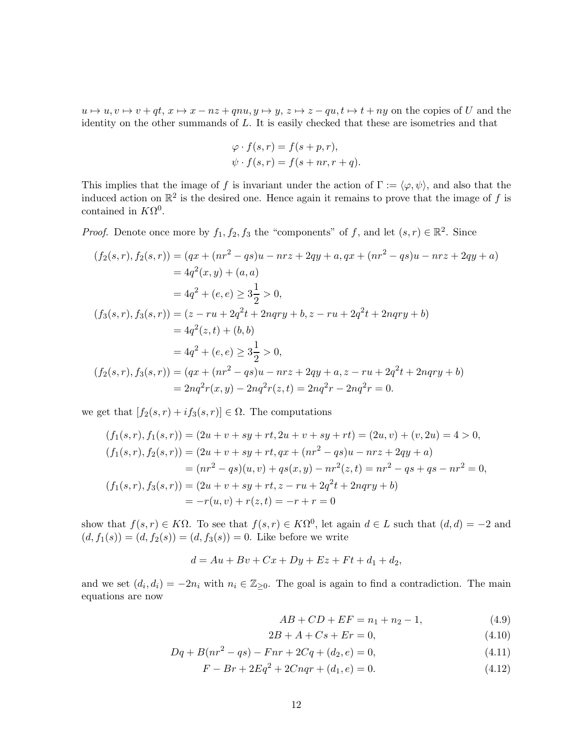$u \mapsto u, v \mapsto v + qt, x \mapsto x - nz + qnu, y \mapsto y, z \mapsto z - qu, t \mapsto t + ny$ on the copies of $U$ and the identity on the other summands of $L$. It is easily checked that these are isometries and that

$$
\begin{aligned}
\varphi \cdot f(s,r) &= f(s+p, r), \\
\psi \cdot f(s,r) &= f(s+nr, r+q).
\end{aligned}
$$

This implies that the image of $f$ is invariant under the action of $\Gamma := \langle \varphi, \psi \rangle$, and also that the induced action on $\mathbb{R}^2$ is the desired one. Hence again it remains to prove that the image of $f$ is contained in $K\Omega^0$.

*Proof.* Denote once more by $f_1, f_2, f_3$ the "components" of $f$, and let $(s,r) \in \mathbb{R}^2$. Since

$$
\begin{aligned}
(f_2(s,r), f_2(s,r)) &= (qx + (nr^2 - qs)u - nrz + 2qy + a, qx + (nr^2 - qs)u - nrz + 2qy + a) \\
&= 4q^2(x,y) + (a,a) \\
&= 4q^2 + (e,e) \geq 3\frac{1}{2} > 0, \\
(f_3(s,r), f_3(s,r)) &= (z - ru + 2q^2t + 2nqry + b, z - ru + 2q^2t + 2nqry + b) \\
&= 4q^2(z,t) + (b,b) \\
&= 4q^2 + (e,e) \geq 3\frac{1}{2} > 0, \\
(f_2(s,r), f_3(s,r)) &= (qx + (nr^2 - qs)u - nrz + 2qy + a, z - ru + 2q^2t + 2nqry + b) \\
&= 2nq^2r(x,y) - 2nq^2r(z,t) = 2nq^2r - 2nq^2r = 0.
\end{aligned}
$$

we get that $[f_2(s,r) + if_3(s,r)] \in \Omega$. The computations

$$
\begin{aligned}
(f_1(s,r), f_1(s,r)) &= (2u + v + sy + rt, 2u + v + sy + rt) = (2u, v) + (v, 2u) = 4 > 0, \\
(f_1(s,r), f_2(s,r)) &= (2u + v + sy + rt, qx + (nr^2 - qs)u - nrz + 2qy + a) \\
&= (nr^2 - qs)(u,v) + qs(x,y) - nr^2(z,t) = nr^2 - qs + qs - nr^2 = 0, \\
(f_1(s,r), f_3(s,r)) &= (2u + v + sy + rt, z - ru + 2q^2t + 2nqry + b) \\
&= -r(u,v) + r(z,t) = -r + r = 0
\end{aligned}
$$

show that $f(s,r) \in K\Omega$. To see that $f(s,r) \in K\Omega^0$, let again $d \in L$ such that $(d,d) = -2$ and $(d, f_1(s)) = (d, f_2(s)) = (d, f_3(s)) = 0$. Like before we write

$$
d = Au + Bv + Cx + Dy + Ez + Ft + d_1 + d_2,
$$

and we set $(d_i, d_i) = -2n_i$ with $n_i \in \mathbb{Z}_{\geq 0}$. The goal is again to find a contradiction. The main equations are now

$$
AB + CD + EF = n_1 + n_2 - 1, \tag{4.9}
$$

$$
2B + A + Cs + Er = 0, \tag{4.10}
$$

$$
Dq + B(nr^2 - qs) - Fnr + 2Cq + (d_2, e) = 0, \tag{4.11}
$$

$$
F - Br + 2Eq^2 + 2Cnqr + (d_1, e) = 0. \tag{4.12}
$$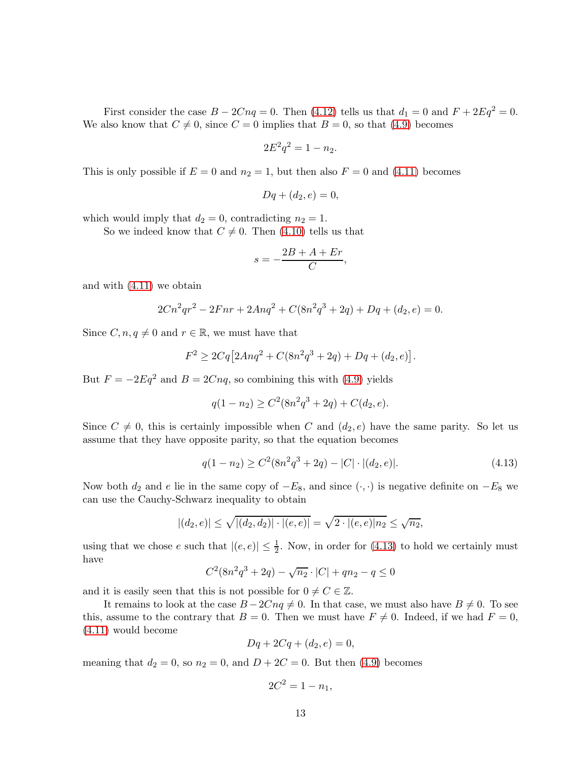First consider the case $B - 2Cnq = 0$. Then (4.12) tells us that $d_1 = 0$ and $F + 2Eq^2 = 0$. We also know that $C \neq 0$, since $C = 0$ implies that $B = 0$, so that (4.9) becomes

$$2E^2q^2 = 1 - n_2.$$

This is only possible if $E = 0$ and $n_2 = 1$, but then also $F = 0$ and (4.11) becomes

$$Dq + (d_2, e) = 0,$$

which would imply that $d_2 = 0$, contradicting $n_2 = 1$.

So we indeed know that $C \neq 0$. Then (4.10) tells us that

$$s = -\frac{2B + A + Er}{C},$$

and with (4.11) we obtain

$$2Cn^2qr^2 - 2Fnr + 2Anq^2 + C(8n^2q^3 + 2q) + Dq + (d_2, e) = 0.$$

Since $C, n, q \neq 0$ and $r \in \mathbb{R}$, we must have that

$$F^2 \geq 2Cq\big[2Anq^2 + C(8n^2q^3 + 2q) + Dq + (d_2, e)\big].$$

But $F = -2Eq^2$ and $B = 2Cnq$, so combining this with (4.9) yields

$$q(1 - n_2) \geq C^2(8n^2q^3 + 2q) + C(d_2, e).$$

Since $C \neq 0$, this is certainly impossible when $C$ and $(d_2, e)$ have the same parity. So let us assume that they have opposite parity, so that the equation becomes

$$q(1 - n_2) \geq C^2(8n^2q^3 + 2q) - |C| \cdot |(d_2, e)|. \tag{4.13}$$

Now both $d_2$ and $e$ lie in the same copy of $-E_8$, and since $(\cdot, \cdot)$ is negative definite on $-E_8$ we can use the Cauchy-Schwarz inequality to obtain

$$|(d_2, e)| \leq \sqrt{|(d_2, d_2)| \cdot |(e, e)|} = \sqrt{2 \cdot |(e, e)| n_2} \leq \sqrt{n_2},$$

using that we chose $e$ such that $|(e, e)| \leq \frac{1}{2}$. Now, in order for (4.13) to hold we certainly must have

$$C^2(8n^2q^3 + 2q) - \sqrt{n_2} \cdot |C| + qn_2 - q \leq 0$$

and it is easily seen that this is not possible for $0 \neq C \in \mathbb{Z}$.

It remains to look at the case $B - 2Cnq \neq 0$. In that case, we must also have $B \neq 0$. To see this, assume to the contrary that $B = 0$. Then we must have $F \neq 0$. Indeed, if we had $F = 0$, (4.11) would become

$$Dq + 2Cq + (d_2, e) = 0,$$

meaning that $d_2 = 0$, so $n_2 = 0$, and $D + 2C = 0$. But then (4.9) becomes

$$2C^2 = 1 - n_1,$$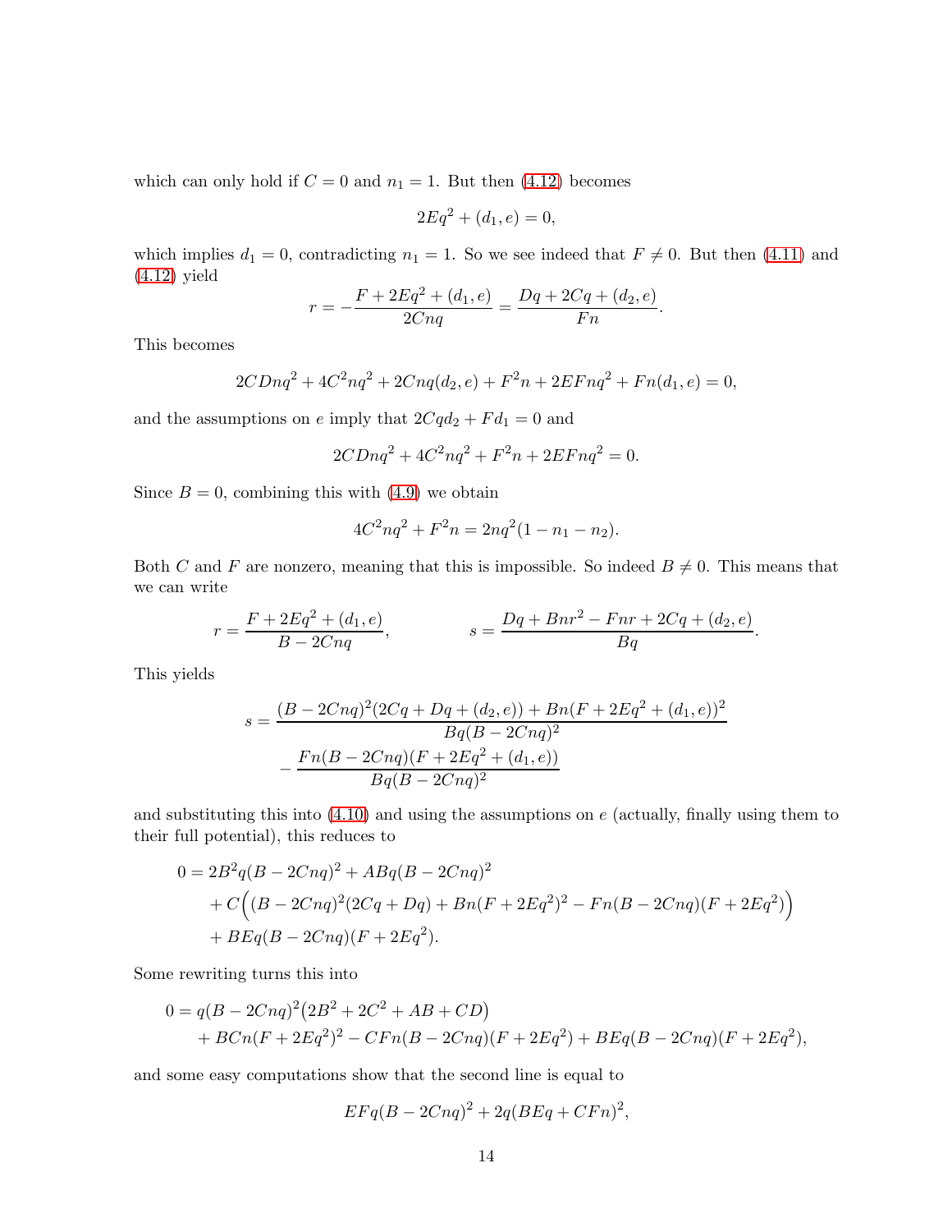which can only hold if $C = 0$ and $n_1 = 1$. But then (4.12) becomes

$$2Eq^2 + (d_1, e) = 0,$$

which implies $d_1 = 0$, contradicting $n_1 = 1$. So we see indeed that $F \neq 0$. But then (4.11) and (4.12) yield

$$r = -\frac{F + 2Eq^2 + (d_1, e)}{2Cnq} = \frac{Dq + 2Cq + (d_2, e)}{Fn}.$$

This becomes

$$2CDnq^2 + 4C^2nq^2 + 2Cnq(d_2, e) + F^2n + 2EFnq^2 + Fn(d_1, e) = 0,$$

and the assumptions on $e$ imply that $2Cqd_2 + Fd_1 = 0$ and

$$2CDnq^2 + 4C^2nq^2 + F^2n + 2EFnq^2 = 0.$$

Since $B = 0$, combining this with (4.9) we obtain

$$4C^2nq^2 + F^2n = 2nq^2(1 - n_1 - n_2).$$

Both $C$ and $F$ are nonzero, meaning that this is impossible. So indeed $B \neq 0$. This means that we can write

$$r = \frac{F + 2Eq^2 + (d_1, e)}{B - 2Cnq}, \qquad s = \frac{Dq + Bnr^2 - Fnr + 2Cq + (d_2, e)}{Bq}.$$

This yields

$$s = \frac{(B - 2Cnq)^2(2Cq + Dq + (d_2, e)) + Bn(F + 2Eq^2 + (d_1, e))^2}{Bq(B - 2Cnq)^2} - \frac{Fn(B - 2Cnq)(F + 2Eq^2 + (d_1, e))}{Bq(B - 2Cnq)^2}$$

and substituting this into (4.10) and using the assumptions on $e$ (actually, finally using them to their full potential), this reduces to

$$\begin{aligned}
0 &= 2B^2q(B - 2Cnq)^2 + ABq(B - 2Cnq)^2 \\
&\quad + C\Big((B - 2Cnq)^2(2Cq + Dq) + Bn(F + 2Eq^2)^2 - Fn(B - 2Cnq)(F + 2Eq^2)\Big) \\
&\quad + BEq(B - 2Cnq)(F + 2Eq^2).
\end{aligned}$$

Some rewriting turns this into

$$\begin{aligned}
0 &= q(B - 2Cnq)^2\big(2B^2 + 2C^2 + AB + CD\big) \\
&\quad + BCn(F + 2Eq^2)^2 - CFn(B - 2Cnq)(F + 2Eq^2) + BEq(B - 2Cnq)(F + 2Eq^2),
\end{aligned}$$

and some easy computations show that the second line is equal to

$$EFq(B - 2Cnq)^2 + 2q(BEq + CFn)^2,$$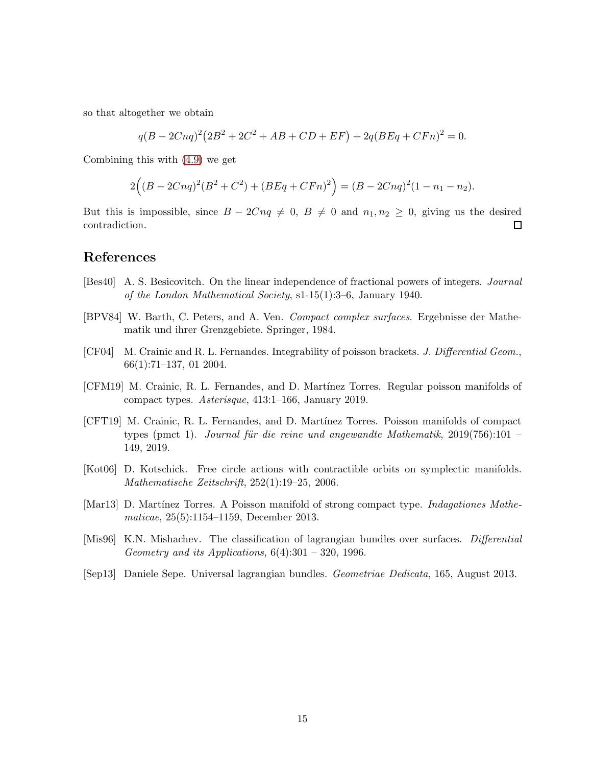so that altogether we obtain

$$q(B - 2Cnq)^2\big(2B^2 + 2C^2 + AB + CD + EF\big) + 2q(BEq + CFn)^2 = 0.$$

Combining this with (4.9) we get

$$2\Big((B - 2Cnq)^2(B^2 + C^2) + (BEq + CFn)^2\Big) = (B - 2Cnq)^2(1 - n_1 - n_2).$$

But this is impossible, since $B - 2Cnq \neq 0$, $B \neq 0$ and $n_1, n_2 \geq 0$, giving us the desired contradiction. □

# References

[Bes40] A. S. Besicovitch. On the linear independence of fractional powers of integers. *Journal of the London Mathematical Society*, s1-15(1):3–6, January 1940.

[BPV84] W. Barth, C. Peters, and A. Ven. *Compact complex surfaces*. Ergebnisse der Mathematik und ihrer Grenzgebiete. Springer, 1984.

[CF04] M. Crainic and R. L. Fernandes. Integrability of poisson brackets. *J. Differential Geom.*, 66(1):71–137, 01 2004.

[CFM19] M. Crainic, R. L. Fernandes, and D. Martínez Torres. Regular poisson manifolds of compact types. *Asterisque*, 413:1–166, January 2019.

[CFT19] M. Crainic, R. L. Fernandes, and D. Martínez Torres. Poisson manifolds of compact types (pmct 1). *Journal für die reine und angewandte Mathematik*, 2019(756):101 – 149, 2019.

[Kot06] D. Kotschick. Free circle actions with contractible orbits on symplectic manifolds. *Mathematische Zeitschrift*, 252(1):19–25, 2006.

[Mar13] D. Martínez Torres. A Poisson manifold of strong compact type. *Indagationes Mathematicae*, 25(5):1154–1159, December 2013.

[Mis96] K.N. Mishachev. The classification of lagrangian bundles over surfaces. *Differential Geometry and its Applications*, 6(4):301 – 320, 1996.

[Sep13] Daniele Sepe. Universal lagrangian bundles. *Geometriae Dedicata*, 165, August 2013.